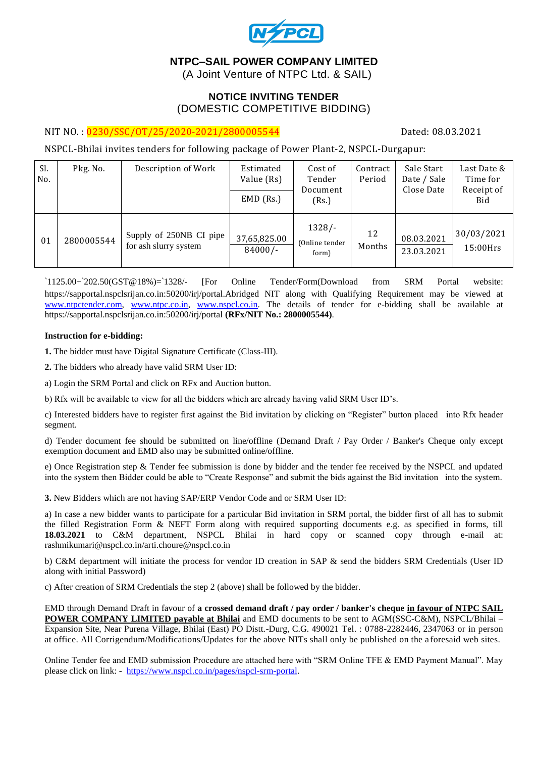# NTPC–SAIL POWER COMPANY LIMITED

(A Joint Venture of NTPC Ltd. & SAIL)

## NOTICE INVITING TENDER

(DOMESTIC COMPETITIVE BIDDING)

NIT NO. : 0230/SSC/OT/25/2020-2021/2800005544 Dated: 08.03.2021

NSPCL-Bhilai invites tenders for following package of Power Plant-2, NSPCL-Durgapur:

| Sl. No. | Pkg. No. | Description of Work | Estimated Value (Rs) / EMD (Rs.) | Cost of Tender Document (Rs.) | Contract Period | Sale Start Date / Sale Close Date | Last Date & Time for Receipt of Bid |
|---|---|---|---|---|---|---|---|
| 01 | 2800005544 | Supply of 250NB CI pipe for ash slurry system | 37,65,825.00 / 84000/- | 1328/- (Online tender form) | 12 Months | 08.03.2021 / 23.03.2021 | 30/03/2021 15:00Hrs |

`1125.00+`202.50(GST@18%)=`1328/- [For Online Tender/Form(Download from SRM Portal website: https://sapportal.nspclsrijan.co.in:50200/irj/portal.Abridged NIT along with Qualifying Requirement may be viewed at www.ntpctender.com, www.ntpc.co.in, www.nspcl.co.in. The details of tender for e-bidding shall be available at https://sapportal.nspclsrijan.co.in:50200/irj/portal **(RFx/NIT No.: 2800005544)**.

**Instruction for e-bidding:**

**1.** The bidder must have Digital Signature Certificate (Class-III).

**2.** The bidders who already have valid SRM User ID:

a) Login the SRM Portal and click on RFx and Auction button.

b) Rfx will be available to view for all the bidders which are already having valid SRM User ID's.

c) Interested bidders have to register first against the Bid invitation by clicking on "Register" button placed into Rfx header segment.

d) Tender document fee should be submitted on line/offline (Demand Draft / Pay Order / Banker's Cheque only except exemption document and EMD also may be submitted online/offline.

e) Once Registration step & Tender fee submission is done by bidder and the tender fee received by the NSPCL and updated into the system then Bidder could be able to "Create Response" and submit the bids against the Bid invitation into the system.

**3.** New Bidders which are not having SAP/ERP Vendor Code and or SRM User ID:

a) In case a new bidder wants to participate for a particular Bid invitation in SRM portal, the bidder first of all has to submit the filled Registration Form & NEFT Form along with required supporting documents e.g. as specified in forms, till **18.03.2021** to C&M department, NSPCL Bhilai in hard copy or scanned copy through e-mail at: rashmikumari@nspcl.co.in/arti.choure@nspcl.co.in

b) C&M department will initiate the process for vendor ID creation in SAP & send the bidders SRM Credentials (User ID along with initial Password)

c) After creation of SRM Credentials the step 2 (above) shall be followed by the bidder.

EMD through Demand Draft in favour of **a crossed demand draft / pay order / banker's cheque <u>in favour of NTPC SAIL POWER COMPANY LIMITED payable at Bhilai</u>** and EMD documents to be sent to AGM(SSC-C&M), NSPCL/Bhilai – Expansion Site, Near Purena Village, Bhilai (East) PO Distt.-Durg, C.G. 490021 Tel. : 0788-2282446, 2347063 or in person at office. All Corrigendum/Modifications/Updates for the above NITs shall only be published on the aforesaid web sites.

Online Tender fee and EMD submission Procedure are attached here with "SRM Online TFE & EMD Payment Manual". May please click on link: - https://www.nspcl.co.in/pages/nspcl-srm-portal.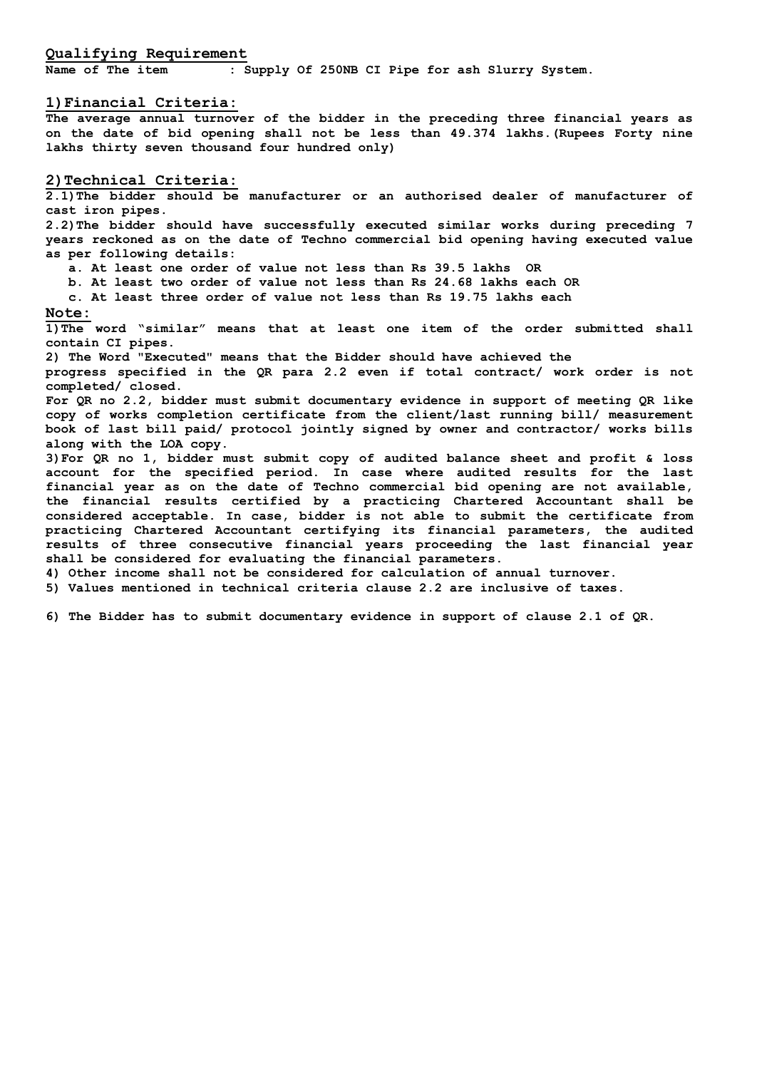## Qualifying Requirement

**Name of The item : Supply Of 250NB CI Pipe for ash Slurry System.**

## 1) Financial Criteria:

**The average annual turnover of the bidder in the preceding three financial years as on the date of bid opening shall not be less than 49.374 lakhs.(Rupees Forty nine lakhs thirty seven thousand four hundred only)**

## 2) Technical Criteria:

**2.1) The bidder should be manufacturer or an authorised dealer of manufacturer of cast iron pipes.**

**2.2) The bidder should have successfully executed similar works during preceding 7 years reckoned as on the date of Techno commercial bid opening having executed value as per following details:**

- **a. At least one order of value not less than Rs 39.5 lakhs OR**
- **b. At least two order of value not less than Rs 24.68 lakhs each OR**
- **c. At least three order of value not less than Rs 19.75 lakhs each**

**Note:**

**1) The word "similar" means that at least one item of the order submitted shall contain CI pipes.**

**2) The Word "Executed" means that the Bidder should have achieved the progress specified in the QR para 2.2 even if total contract/ work order is not completed/ closed.**

**For QR no 2.2, bidder must submit documentary evidence in support of meeting QR like copy of works completion certificate from the client/last running bill/ measurement book of last bill paid/ protocol jointly signed by owner and contractor/ works bills along with the LOA copy.**

**3) For QR no 1, bidder must submit copy of audited balance sheet and profit & loss account for the specified period. In case where audited results for the last financial year as on the date of Techno commercial bid opening are not available, the financial results certified by a practicing Chartered Accountant shall be considered acceptable. In case, bidder is not able to submit the certificate from practicing Chartered Accountant certifying its financial parameters, the audited results of three consecutive financial years proceeding the last financial year shall be considered for evaluating the financial parameters.**

**4) Other income shall not be considered for calculation of annual turnover.**

**5) Values mentioned in technical criteria clause 2.2 are inclusive of taxes.**

**6) The Bidder has to submit documentary evidence in support of clause 2.1 of QR.**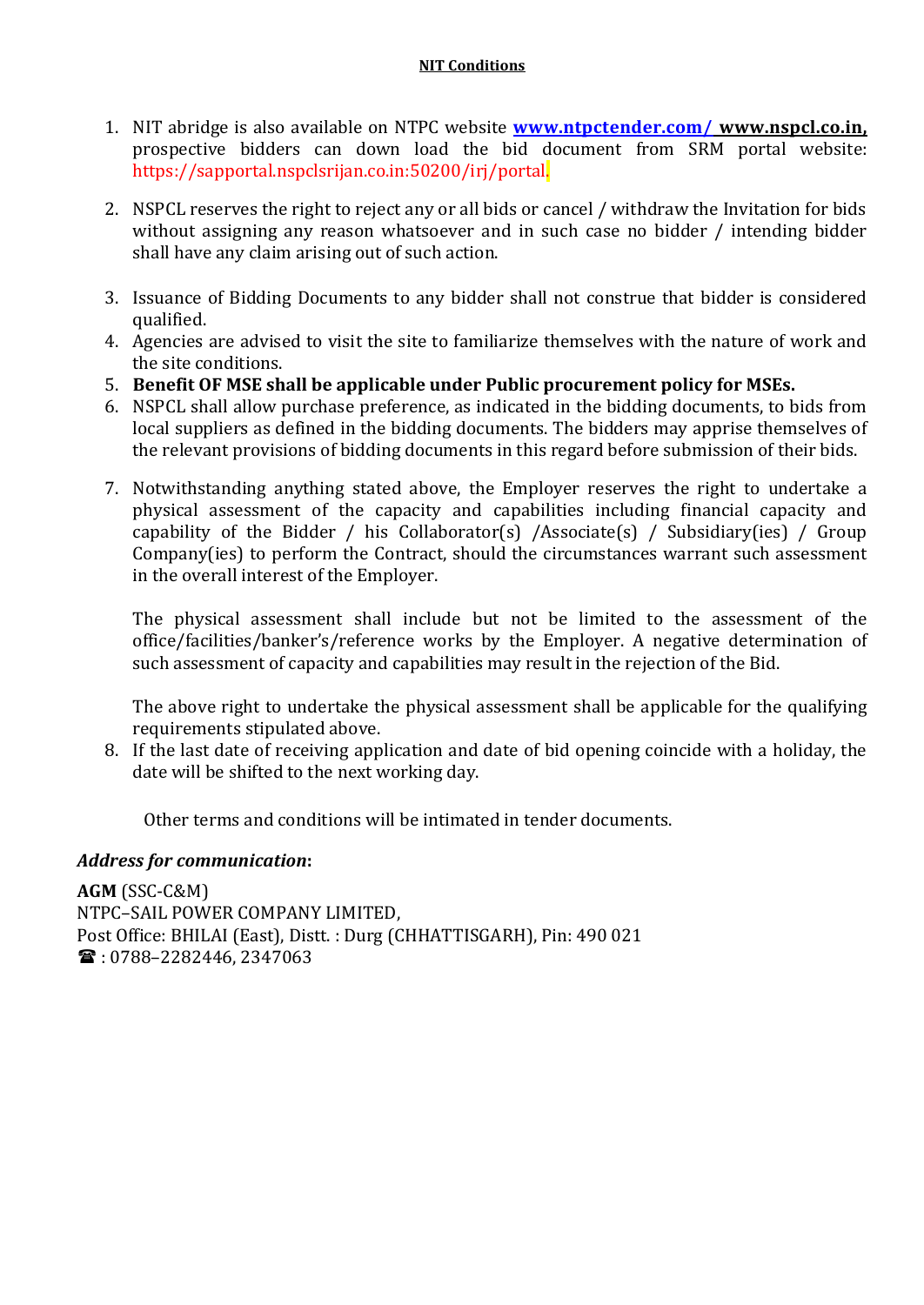**NIT Conditions**

1. NIT abridge is also available on NTPC website **www.ntpctender.com/ www.nspcl.co.in,** prospective bidders can down load the bid document from SRM portal website: https://sapportal.nspclsrijan.co.in:50200/irj/portal.

2. NSPCL reserves the right to reject any or all bids or cancel / withdraw the Invitation for bids without assigning any reason whatsoever and in such case no bidder / intending bidder shall have any claim arising out of such action.

3. Issuance of Bidding Documents to any bidder shall not construe that bidder is considered qualified.
4. Agencies are advised to visit the site to familiarize themselves with the nature of work and the site conditions.
5. **Benefit OF MSE shall be applicable under Public procurement policy for MSEs.**
6. NSPCL shall allow purchase preference, as indicated in the bidding documents, to bids from local suppliers as defined in the bidding documents. The bidders may apprise themselves of the relevant provisions of bidding documents in this regard before submission of their bids.

7. Notwithstanding anything stated above, the Employer reserves the right to undertake a physical assessment of the capacity and capabilities including financial capacity and capability of the Bidder / his Collaborator(s) /Associate(s) / Subsidiary(ies) / Group Company(ies) to perform the Contract, should the circumstances warrant such assessment in the overall interest of the Employer.

   The physical assessment shall include but not be limited to the assessment of the office/facilities/banker's/reference works by the Employer. A negative determination of such assessment of capacity and capabilities may result in the rejection of the Bid.

   The above right to undertake the physical assessment shall be applicable for the qualifying requirements stipulated above.
8. If the last date of receiving application and date of bid opening coincide with a holiday, the date will be shifted to the next working day.

Other terms and conditions will be intimated in tender documents.

***Address for communication*:**

**AGM** (SSC-C&M)
NTPC–SAIL POWER COMPANY LIMITED,
Post Office: BHILAI (East), Distt. : Durg (CHHATTISGARH), Pin: 490 021
☎ : 0788–2282446, 2347063